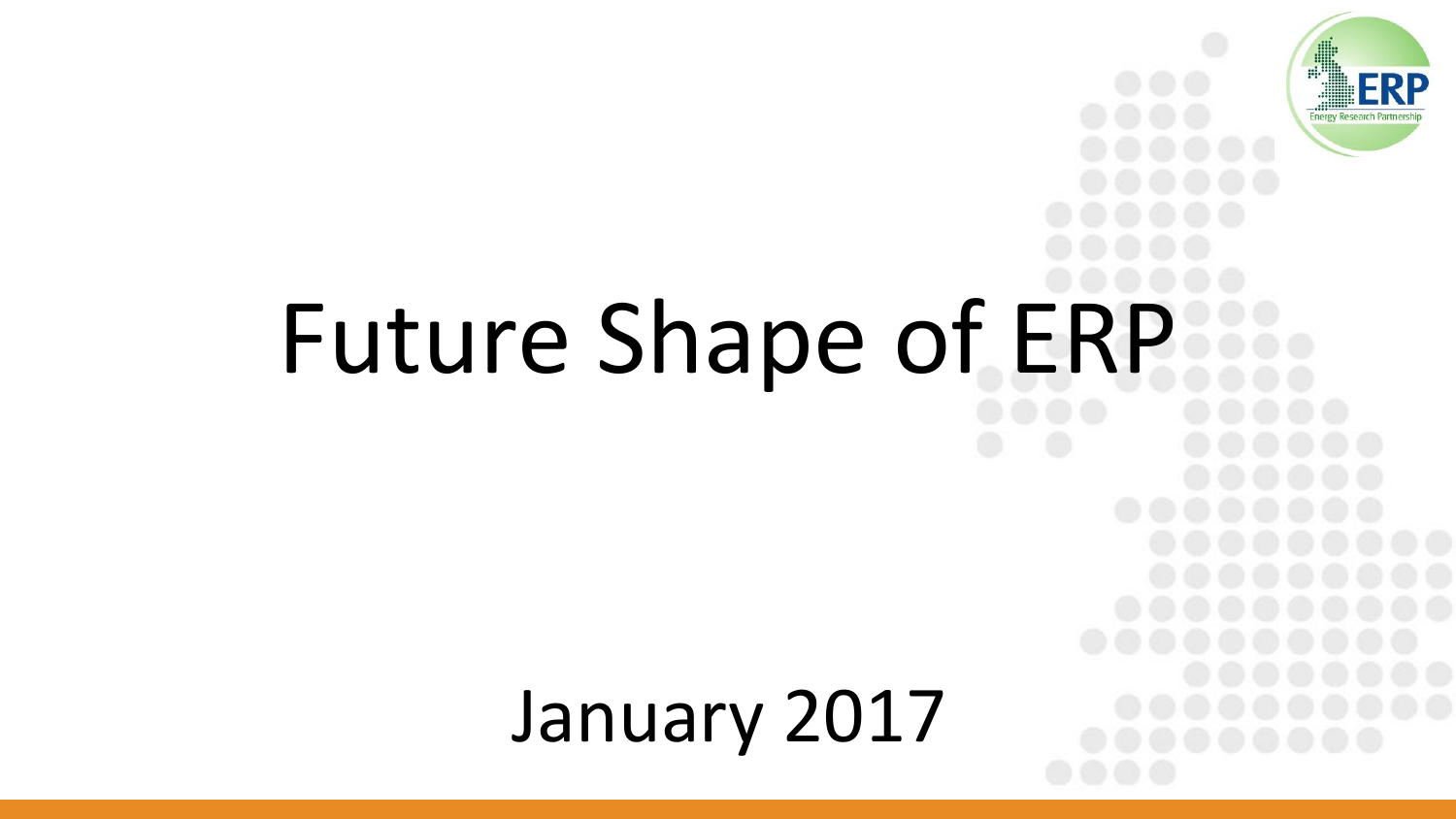# Future Shape of ERP

January 2017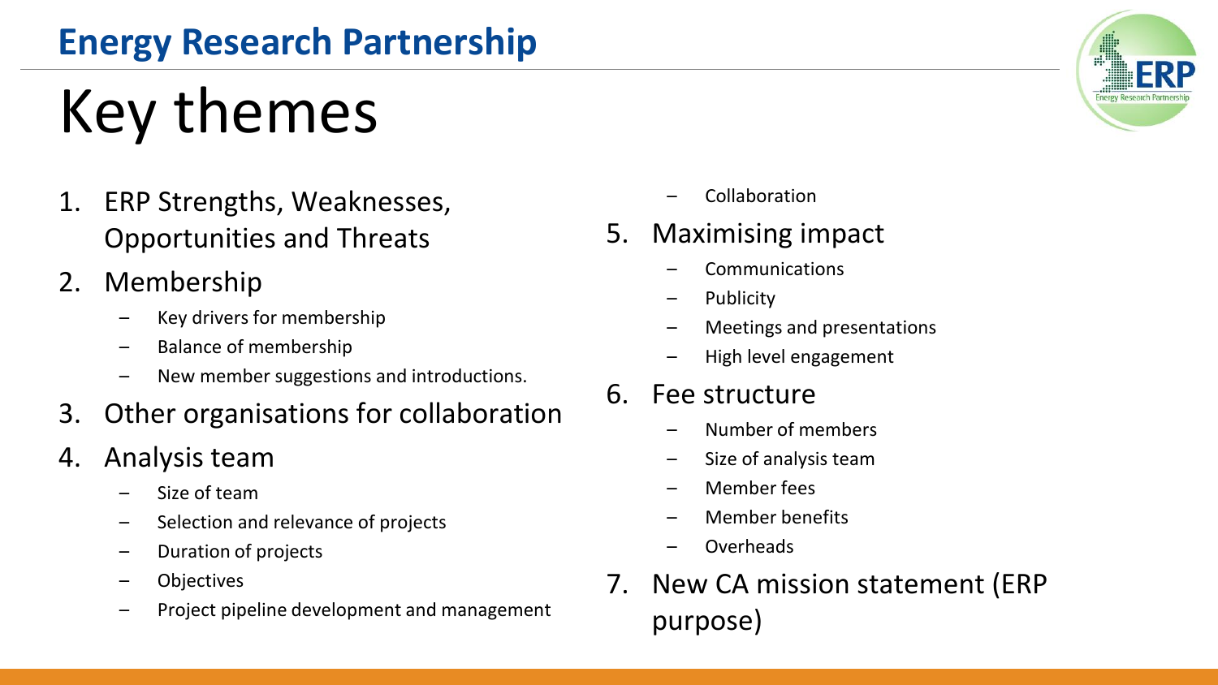## Energy Research Partnership

# Key themes

1. ERP Strengths, Weaknesses, Opportunities and Threats
2. Membership
   - Key drivers for membership
   - Balance of membership
   - New member suggestions and introductions.
3. Other organisations for collaboration
4. Analysis team
   - Size of team
   - Selection and relevance of projects
   - Duration of projects
   - Objectives
   - Project pipeline development and management
   - Collaboration
5. Maximising impact
   - Communications
   - Publicity
   - Meetings and presentations
   - High level engagement
6. Fee structure
   - Number of members
   - Size of analysis team
   - Member fees
   - Member benefits
   - Overheads
7. New CA mission statement (ERP purpose)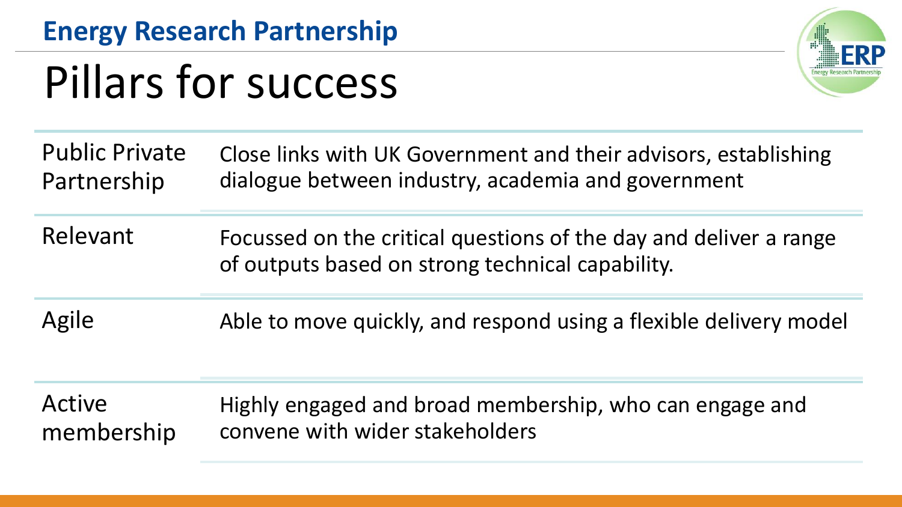**Energy Research Partnership**

# Pillars for success

| | |
|---|---|
| Public Private Partnership | Close links with UK Government and their advisors, establishing dialogue between industry, academia and government |
| Relevant | Focussed on the critical questions of the day and deliver a range of outputs based on strong technical capability. |
| Agile | Able to move quickly, and respond using a flexible delivery model |
| Active membership | Highly engaged and broad membership, who can engage and convene with wider stakeholders |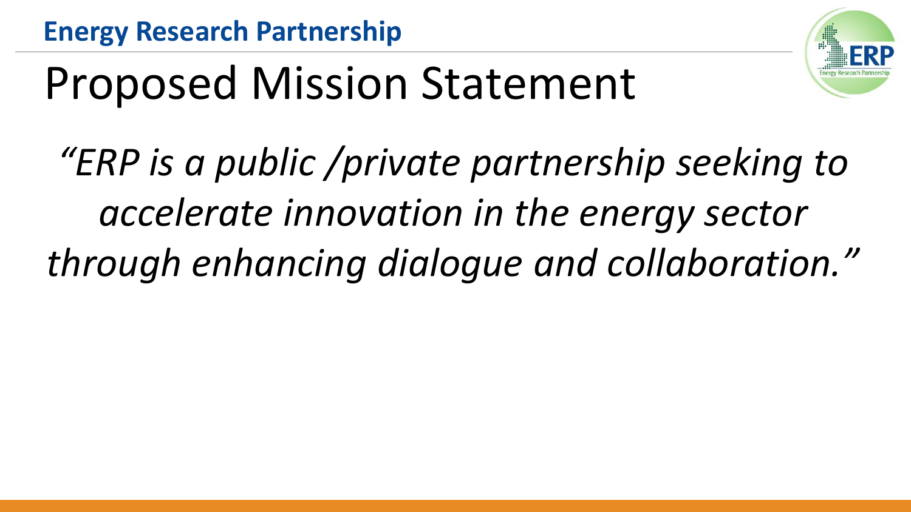# Proposed Mission Statement

*"ERP is a public /private partnership seeking to accelerate innovation in the energy sector through enhancing dialogue and collaboration."*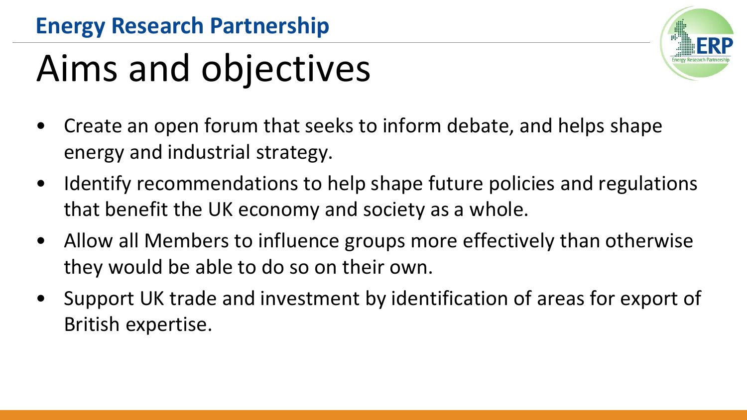# Aims and objectives

- Create an open forum that seeks to inform debate, and helps shape energy and industrial strategy.
- Identify recommendations to help shape future policies and regulations that benefit the UK economy and society as a whole.
- Allow all Members to influence groups more effectively than otherwise they would be able to do so on their own.
- Support UK trade and investment by identification of areas for export of British expertise.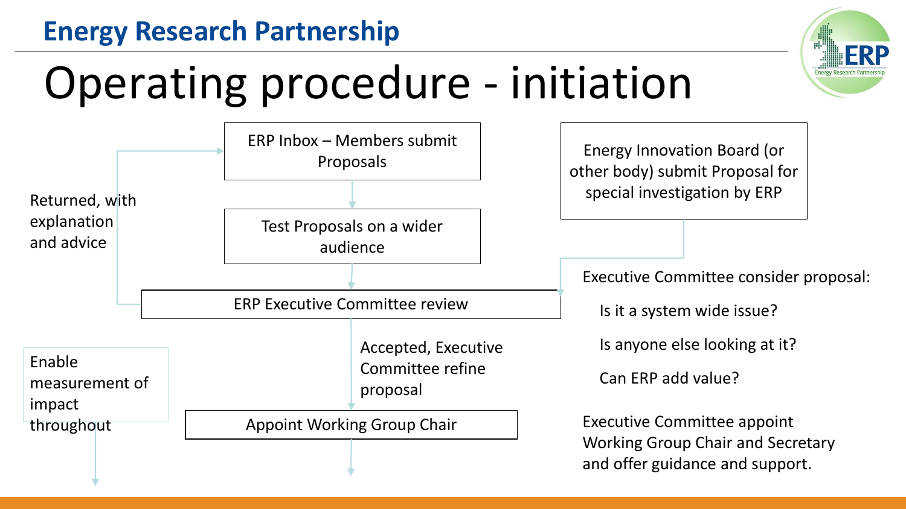## Energy Research Partnership

# Operating procedure - initiation

ERP Inbox – Members submit Proposals

Test Proposals on a wider audience

ERP Executive Committee review

Returned, with explanation and advice

Accepted, Executive Committee refine proposal

Appoint Working Group Chair

Enable measurement of impact throughout

Energy Innovation Board (or other body) submit Proposal for special investigation by ERP

Executive Committee consider proposal:

- Is it a system wide issue?
- Is anyone else looking at it?
- Can ERP add value?

Executive Committee appoint Working Group Chair and Secretary and offer guidance and support.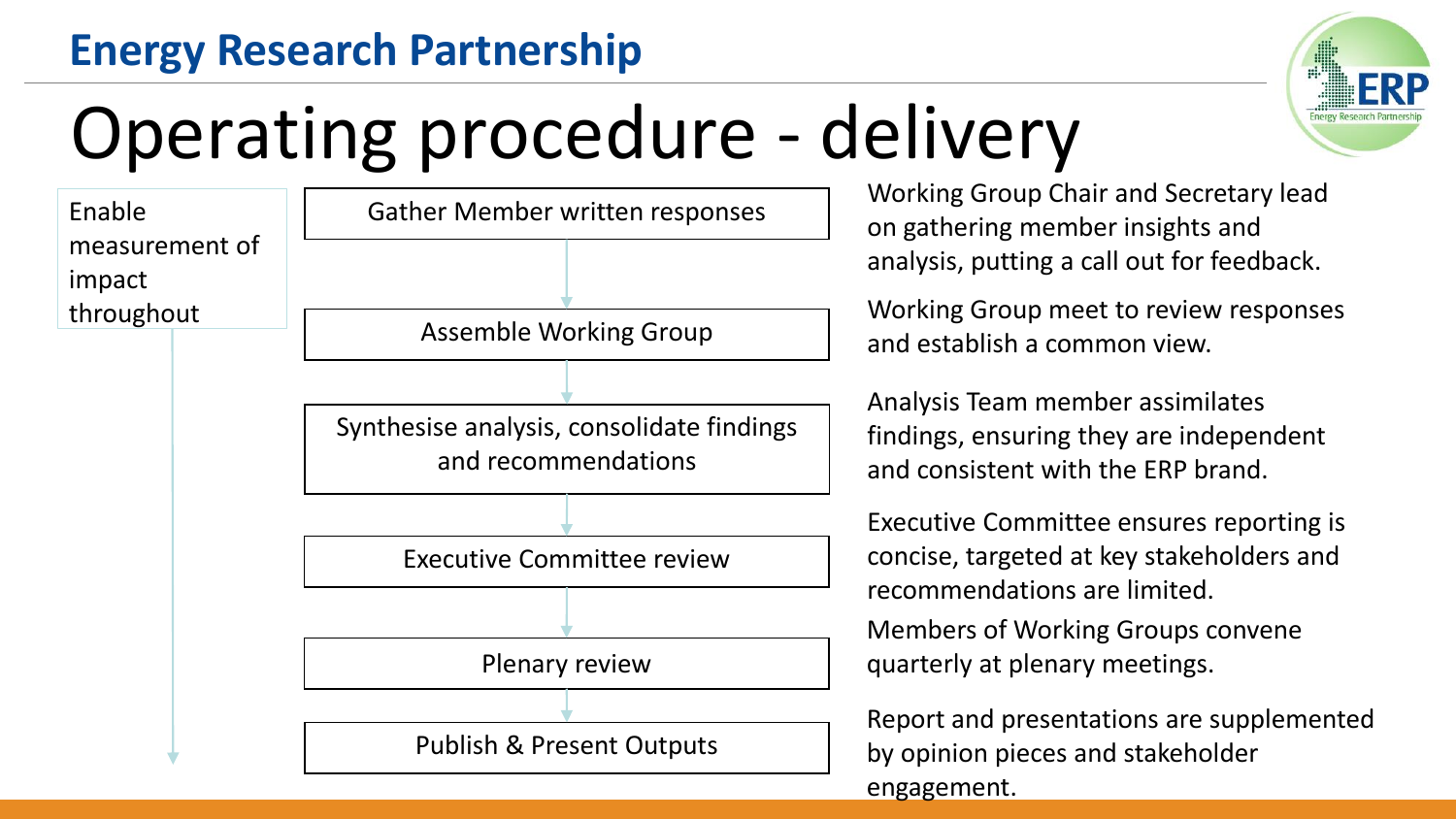# Operating procedure - delivery

Enable measurement of impact throughout

| Step | Description |
| --- | --- |
| Gather Member written responses | Working Group Chair and Secretary lead on gathering member insights and analysis, putting a call out for feedback. |
| Assemble Working Group | Working Group meet to review responses and establish a common view. |
| Synthesise analysis, consolidate findings and recommendations | Analysis Team member assimilates findings, ensuring they are independent and consistent with the ERP brand. |
| Executive Committee review | Executive Committee ensures reporting is concise, targeted at key stakeholders and recommendations are limited. |
| Plenary review | Members of Working Groups convene quarterly at plenary meetings. |
| Publish & Present Outputs | Report and presentations are supplemented by opinion pieces and stakeholder engagement. |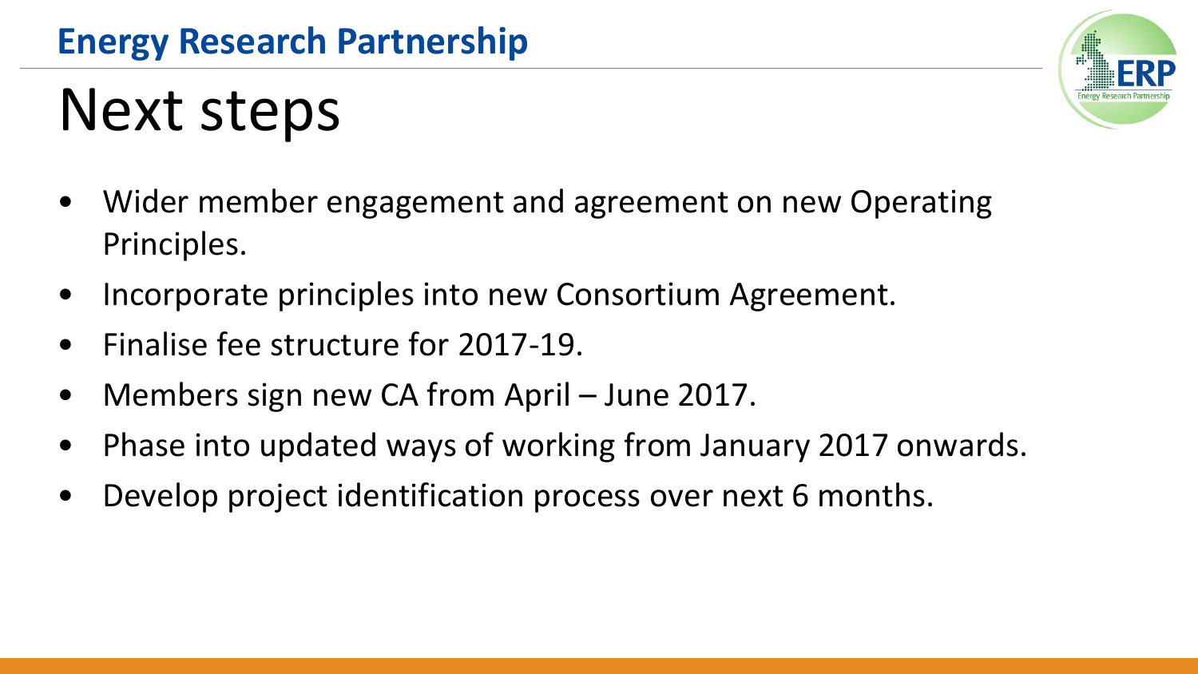# Next steps

- Wider member engagement and agreement on new Operating Principles.
- Incorporate principles into new Consortium Agreement.
- Finalise fee structure for 2017-19.
- Members sign new CA from April – June 2017.
- Phase into updated ways of working from January 2017 onwards.
- Develop project identification process over next 6 months.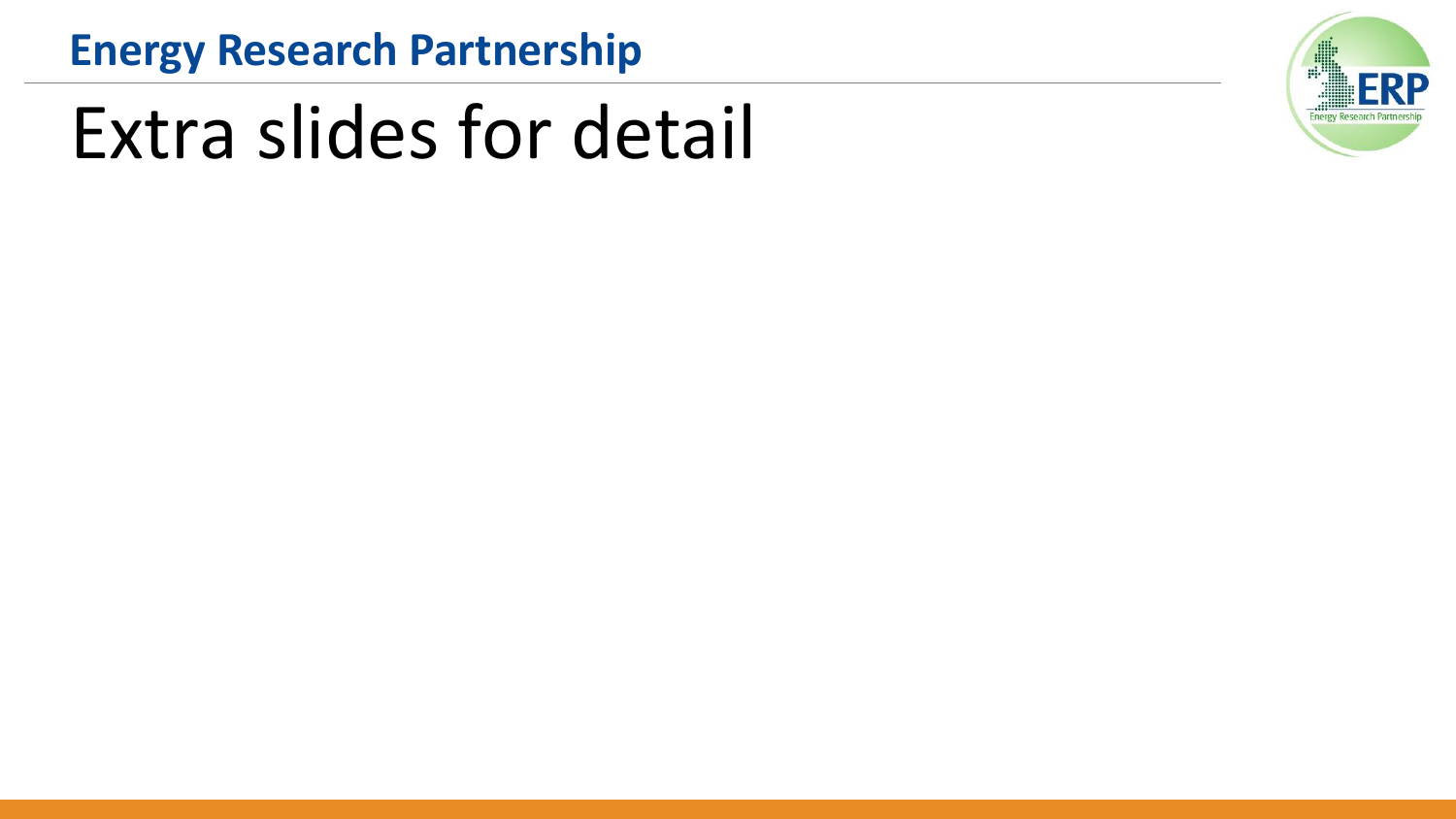# Extra slides for detail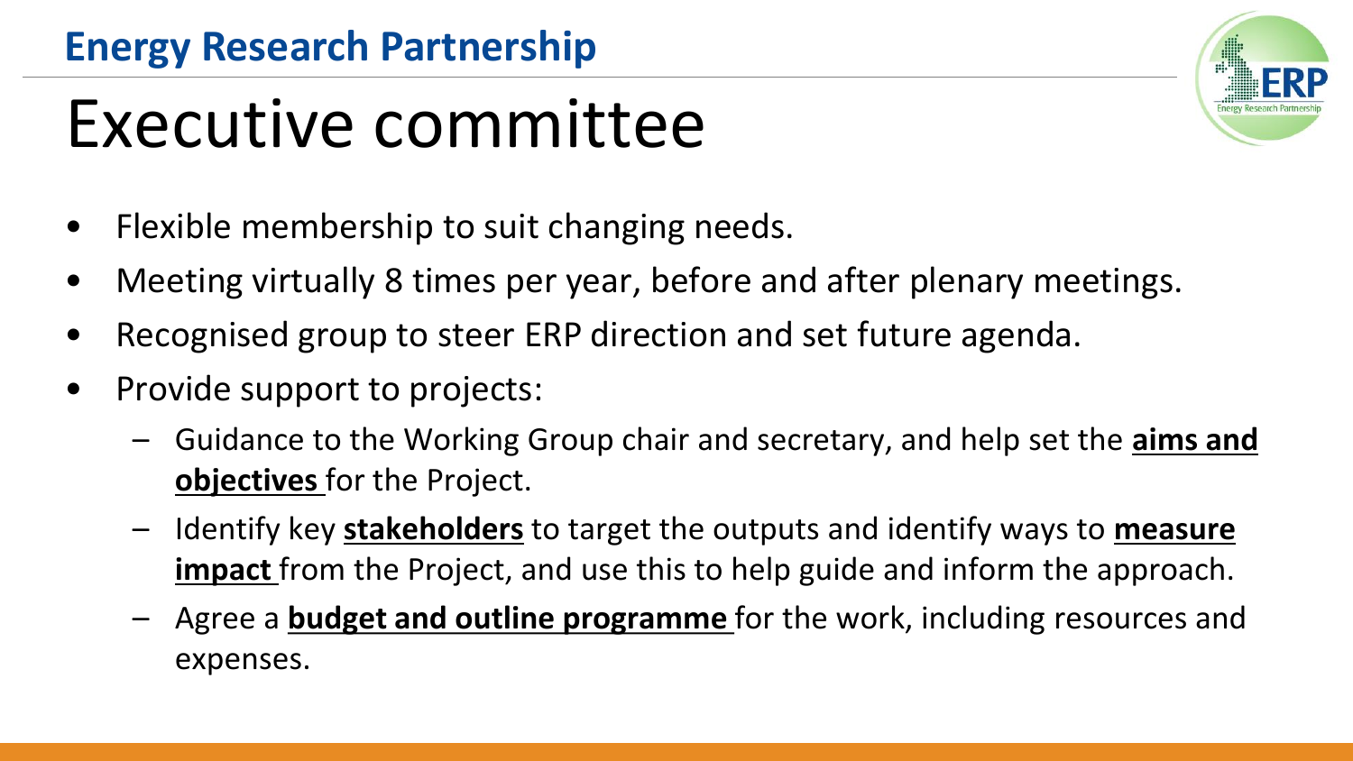**Energy Research Partnership**

# Executive committee

- Flexible membership to suit changing needs.
- Meeting virtually 8 times per year, before and after plenary meetings.
- Recognised group to steer ERP direction and set future agenda.
- Provide support to projects:
  - Guidance to the Working Group chair and secretary, and help set the **aims and objectives** for the Project.
  - Identify key **stakeholders** to target the outputs and identify ways to **measure impact** from the Project, and use this to help guide and inform the approach.
  - Agree a **budget and outline programme** for the work, including resources and expenses.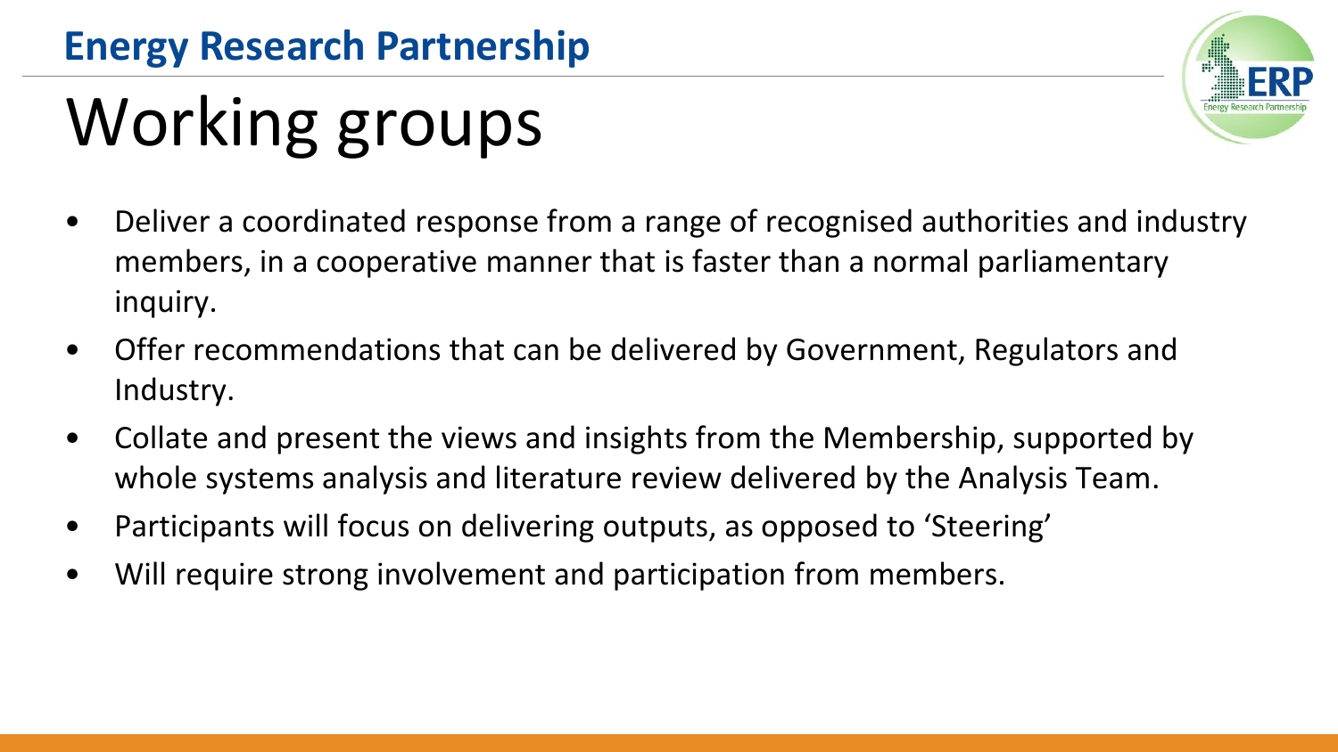# Working groups

- Deliver a coordinated response from a range of recognised authorities and industry members, in a cooperative manner that is faster than a normal parliamentary inquiry.
- Offer recommendations that can be delivered by Government, Regulators and Industry.
- Collate and present the views and insights from the Membership, supported by whole systems analysis and literature review delivered by the Analysis Team.
- Participants will focus on delivering outputs, as opposed to 'Steering'
- Will require strong involvement and participation from members.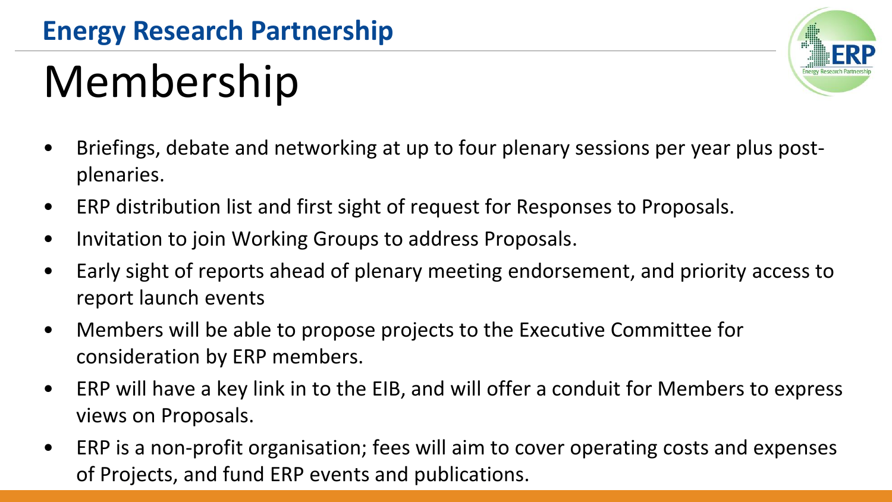**Energy Research Partnership**

# Membership

- Briefings, debate and networking at up to four plenary sessions per year plus post-plenaries.
- ERP distribution list and first sight of request for Responses to Proposals.
- Invitation to join Working Groups to address Proposals.
- Early sight of reports ahead of plenary meeting endorsement, and priority access to report launch events
- Members will be able to propose projects to the Executive Committee for consideration by ERP members.
- ERP will have a key link in to the EIB, and will offer a conduit for Members to express views on Proposals.
- ERP is a non-profit organisation; fees will aim to cover operating costs and expenses of Projects, and fund ERP events and publications.